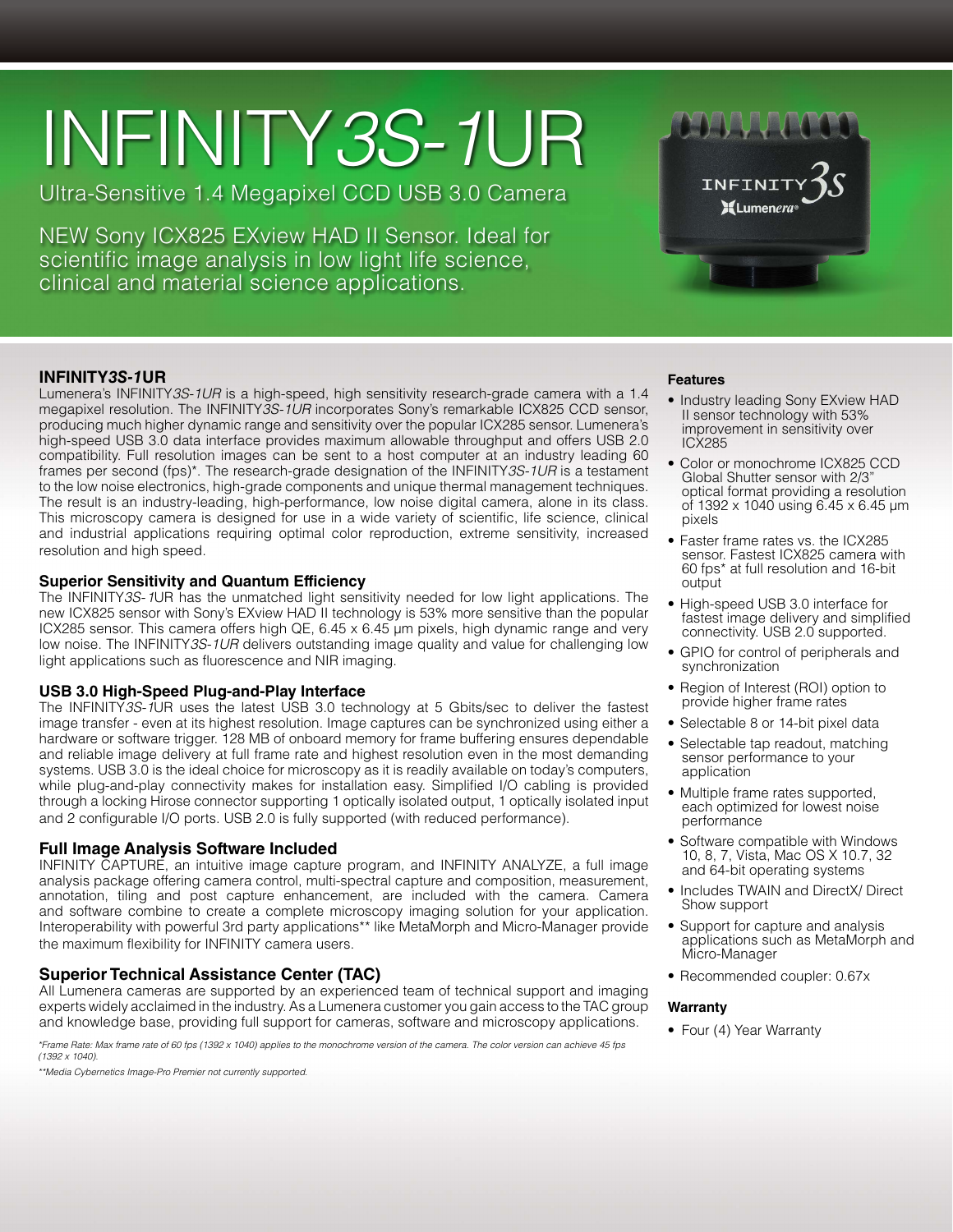# INFINITY*3S-1*UR

Ultra-Sensitive 1.4 Megapixel CCD USB 3.0 Camera

NEW Sony ICX825 EXview HAD II Sensor. Ideal for scientific image analysis in low light life science, clinical and material science applications.

## INFINITY*3S-1*UR

Lumenera's INFINITY*3S-1UR* is a high-speed, high sensitivity research-grade camera with a 1.4 megapixel resolution. The INFINITY*3S-1UR* incorporates Sony's remarkable ICX825 CCD sensor, producing much higher dynamic range and sensitivity over the popular ICX285 sensor. Lumenera's high-speed USB 3.0 data interface provides maximum allowable throughput and offers USB 2.0 compatibility. Full resolution images can be sent to a host computer at an industry leading 60 frames per second (fps)*. The research-grade designation of the INFINITY*3S-1UR* is a testament to the low noise electronics, high-grade components and unique thermal management techniques. The result is an industry-leading, high-performance, low noise digital camera, alone in its class. This microscopy camera is designed for use in a wide variety of scientific, life science, clinical and industrial applications requiring optimal color reproduction, extreme sensitivity, increased resolution and high speed.

### Superior Sensitivity and Quantum Efficiency

The INFINITY*3S-1*UR has the unmatched light sensitivity needed for low light applications. The new ICX825 sensor with Sony's EXview HAD II technology is 53% more sensitive than the popular ICX285 sensor. This camera offers high QE, 6.45 x 6.45 µm pixels, high dynamic range and very low noise. The INFINITY*3S-1UR* delivers outstanding image quality and value for challenging low light applications such as fluorescence and NIR imaging.

### USB 3.0 High-Speed Plug-and-Play Interface

The INFINITY*3S-1*UR uses the latest USB 3.0 technology at 5 Gbits/sec to deliver the fastest image transfer - even at its highest resolution. Image captures can be synchronized using either a hardware or software trigger. 128 MB of onboard memory for frame buffering ensures dependable and reliable image delivery at full frame rate and highest resolution even in the most demanding systems. USB 3.0 is the ideal choice for microscopy as it is readily available on today's computers, while plug-and-play connectivity makes for installation easy. Simplified I/O cabling is provided through a locking Hirose connector supporting 1 optically isolated output, 1 optically isolated input and 2 configurable I/O ports. USB 2.0 is fully supported (with reduced performance).

### Full Image Analysis Software Included

INFINITY CAPTURE, an intuitive image capture program, and INFINITY ANALYZE, a full image analysis package offering camera control, multi-spectral capture and composition, measurement, annotation, tiling and post capture enhancement, are included with the camera. Camera and software combine to create a complete microscopy imaging solution for your application. Interoperability with powerful 3rd party applications** like MetaMorph and Micro-Manager provide the maximum flexibility for INFINITY camera users.

### Superior Technical Assistance Center (TAC)

All Lumenera cameras are supported by an experienced team of technical support and imaging experts widely acclaimed in the industry. As a Lumenera customer you gain access to the TAC group and knowledge base, providing full support for cameras, software and microscopy applications.

*\*Frame Rate: Max frame rate of 60 fps (1392 x 1040) applies to the monochrome version of the camera. The color version can achieve 45 fps (1392 x 1040).*

*\*\*Media Cybernetics Image-Pro Premier not currently supported.*

#### Features

- Industry leading Sony EXview HAD II sensor technology with 53% improvement in sensitivity over ICX285
- Color or monochrome ICX825 CCD Global Shutter sensor with 2/3" optical format providing a resolution of 1392 x 1040 using 6.45 x 6.45 µm pixels
- Faster frame rates vs. the ICX285 sensor. Fastest ICX825 camera with 60 fps* at full resolution and 16-bit output
- High-speed USB 3.0 interface for fastest image delivery and simplified connectivity. USB 2.0 supported.
- GPIO for control of peripherals and synchronization
- Region of Interest (ROI) option to provide higher frame rates
- Selectable 8 or 14-bit pixel data
- Selectable tap readout, matching sensor performance to your application
- Multiple frame rates supported, each optimized for lowest noise performance
- Software compatible with Windows 10, 8, 7, Vista, Mac OS X 10.7, 32 and 64-bit operating systems
- Includes TWAIN and DirectX/ Direct Show support
- Support for capture and analysis applications such as MetaMorph and Micro-Manager
- Recommended coupler: 0.67x

#### Warranty

- Four (4) Year Warranty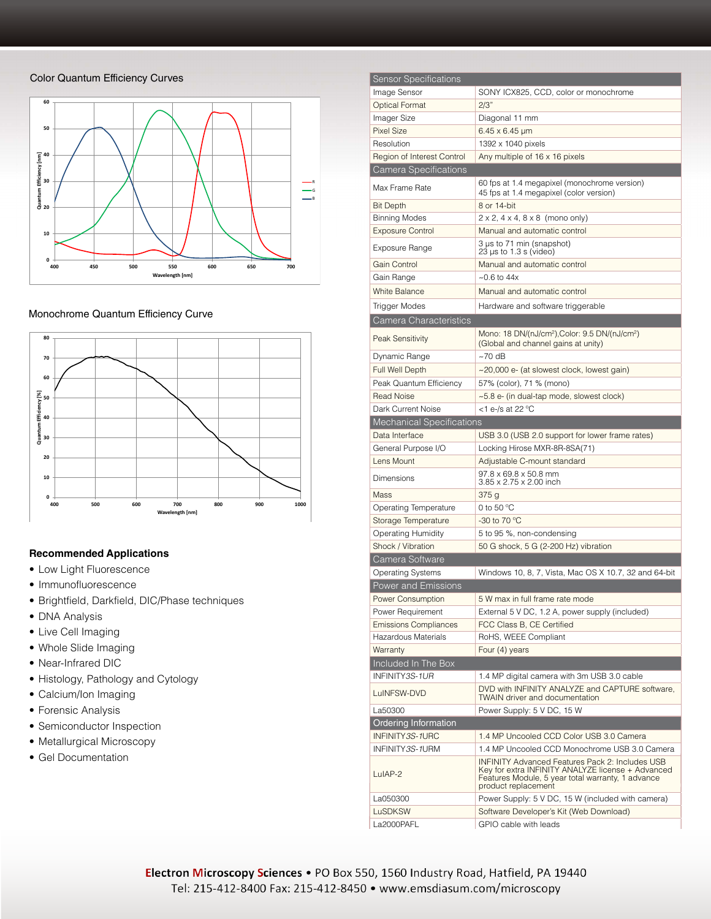## Color Quantum Efficiency Curves

60
50
40
30
20
10
0
Quantum Efficiency [nm]
400 450 500 550 600 650 700
Wavelength [nm]
R
G
B

## Monochrome Quantum Efficiency Curve

80
70
60
50
40
30
20
10
0
Quantum Efficiency [%]
400 500 600 700 800 900 1000
Wavelength [nm]

### Recommended Applications

- Low Light Fluorescence
- Immunofluorescence
- Brightfield, Darkfield, DIC/Phase techniques
- DNA Analysis
- Live Cell Imaging
- Whole Slide Imaging
- Near-Infrared DIC
- Histology, Pathology and Cytology
- Calcium/Ion Imaging
- Forensic Analysis
- Semiconductor Inspection
- Metallurgical Microscopy
- Gel Documentation

| | |
|---|---|
| **Sensor Specifications** | |
| Image Sensor | SONY ICX825, CCD, color or monochrome |
| Optical Format | 2/3" |
| Imager Size | Diagonal 11 mm |
| Pixel Size | 6.45 x 6.45 µm |
| Resolution | 1392 x 1040 pixels |
| Region of Interest Control | Any multiple of 16 x 16 pixels |
| **Camera Specifications** | |
| Max Frame Rate | 60 fps at 1.4 megapixel (monochrome version)<br>45 fps at 1.4 megapixel (color version) |
| Bit Depth | 8 or 14-bit |
| Binning Modes | 2 x 2, 4 x 4, 8 x 8 (mono only) |
| Exposure Control | Manual and automatic control |
| Exposure Range | 3 µs to 71 min (snapshot)<br>23 µs to 1.3 s (video) |
| Gain Control | Manual and automatic control |
| Gain Range | ~0.6 to 44x |
| White Balance | Manual and automatic control |
| Trigger Modes | Hardware and software triggerable |
| **Camera Characteristics** | |
| Peak Sensitivity | Mono: 18 DN/(nJ/cm$^2$),Color: 9.5 DN/(nJ/cm$^2$)<br>(Global and channel gains at unity) |
| Dynamic Range | ~70 dB |
| Full Well Depth | ~20,000 e- (at slowest clock, lowest gain) |
| Peak Quantum Efficiency | 57% (color), 71 % (mono) |
| Read Noise | ~5.8 e- (in dual-tap mode, slowest clock) |
| Dark Current Noise | <1 e-/s at 22 °C |
| **Mechanical Specifications** | |
| Data Interface | USB 3.0 (USB 2.0 support for lower frame rates) |
| General Purpose I/O | Locking Hirose MXR-8R-8SA(71) |
| Lens Mount | Adjustable C-mount standard |
| Dimensions | 97.8 x 69.8 x 50.8 mm<br>3.85 x 2.75 x 2.00 inch |
| Mass | 375 g |
| Operating Temperature | 0 to 50 °C |
| Storage Temperature | -30 to 70 °C |
| Operating Humidity | 5 to 95 %, non-condensing |
| Shock / Vibration | 50 G shock, 5 G (2-200 Hz) vibration |
| **Camera Software** | |
| Operating Systems | Windows 10, 8, 7, Vista, Mac OS X 10.7, 32 and 64-bit |
| **Power and Emissions** | |
| Power Consumption | 5 W max in full frame rate mode |
| Power Requirement | External 5 V DC, 1.2 A, power supply (included) |
| Emissions Compliances | FCC Class B, CE Certified |
| Hazardous Materials | RoHS, WEEE Compliant |
| Warranty | Four (4) years |
| **Included In The Box** | |
| INFINITY*3S-1UR* | 1.4 MP digital camera with 3m USB 3.0 cable |
| LuINFSW-DVD | DVD with INFINITY ANALYZE and CAPTURE software, TWAIN driver and documentation |
| La50300 | Power Supply: 5 V DC, 15 W |
| **Ordering Information** | |
| INFINITY*3S-1*URC | 1.4 MP Uncooled CCD Color USB 3.0 Camera |
| INFINITY*3S-1*URM | 1.4 MP Uncooled CCD Monochrome USB 3.0 Camera |
| LuIAP-2 | INFINITY Advanced Features Pack 2: Includes USB Key for extra INFINITY ANALYZE license + Advanced Features Module, 5 year total warranty, 1 advance product replacement |
| La050300 | Power Supply: 5 V DC, 15 W (included with camera) |
| LuSDKSW | Software Developer's Kit (Web Download) |
| La2000PAFL | GPIO cable with leads |

**Electron Microscopy Sciences** • PO Box 550, 1560 Industry Road, Hatfield, PA 19440
Tel: 215-412-8400 Fax: 215-412-8450 • www.emsdiasum.com/microscopy